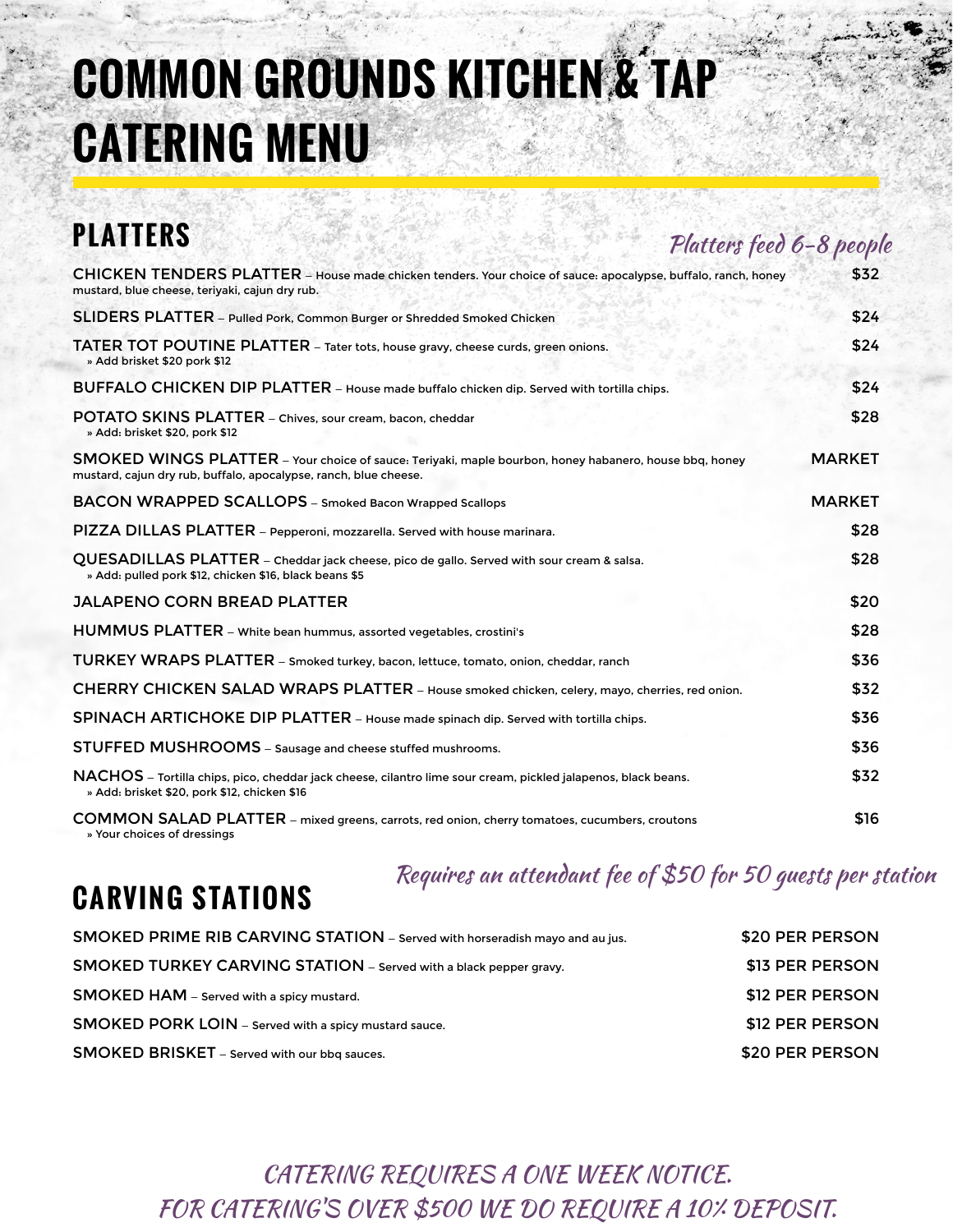# COMMON GROUNDS KITCHEN & TAP CATERING MENU

## PLATTERS

*Platters feed 6-8 people*

**CHICKEN TENDERS PLATTER** – House made chicken tenders. Your choice of sauce: apocalypse, buffalo, ranch, honey mustard, blue cheese, teriyaki, cajun dry rub. — $32

**SLIDERS PLATTER** – Pulled Pork, Common Burger or Shredded Smoked Chicken — $24

**TATER TOT POUTINE PLATTER** – Tater tots, house gravy, cheese curds, green onions. — $24
» Add brisket $20 pork $12

**BUFFALO CHICKEN DIP PLATTER** – House made buffalo chicken dip. Served with tortilla chips. — $24

**POTATO SKINS PLATTER** – Chives, sour cream, bacon, cheddar — $28
» Add: brisket $20, pork $12

**SMOKED WINGS PLATTER** – Your choice of sauce: Teriyaki, maple bourbon, honey habanero, house bbq, honey mustard, cajun dry rub, buffalo, apocalypse, ranch, blue cheese. — MARKET

**BACON WRAPPED SCALLOPS** – Smoked Bacon Wrapped Scallops — MARKET

**PIZZA DILLAS PLATTER** – Pepperoni, mozzarella. Served with house marinara. — $28

**QUESADILLAS PLATTER** – Cheddar jack cheese, pico de gallo. Served with sour cream & salsa. — $28
» Add: pulled pork $12, chicken $16, black beans $5

**JALAPENO CORN BREAD PLATTER** — $20

**HUMMUS PLATTER** – White bean hummus, assorted vegetables, crostini's — $28

**TURKEY WRAPS PLATTER** – Smoked turkey, bacon, lettuce, tomato, onion, cheddar, ranch — $36

**CHERRY CHICKEN SALAD WRAPS PLATTER** – House smoked chicken, celery, mayo, cherries, red onion. — $32

**SPINACH ARTICHOKE DIP PLATTER** – House made spinach dip. Served with tortilla chips. — $36

**STUFFED MUSHROOMS** – Sausage and cheese stuffed mushrooms. — $36

**NACHOS** – Tortilla chips, pico, cheddar jack cheese, cilantro lime sour cream, pickled jalapenos, black beans. — $32
» Add: brisket $20, pork $12, chicken $16

**COMMON SALAD PLATTER** – mixed greens, carrots, red onion, cherry tomatoes, cucumbers, croutons — $16
» Your choices of dressings

## CARVING STATIONS

*Requires an attendant fee of $50 for 50 guests per station*

**SMOKED PRIME RIB CARVING STATION** – Served with horseradish mayo and au jus. — $20 PER PERSON

**SMOKED TURKEY CARVING STATION** – Served with a black pepper gravy. — $13 PER PERSON

**SMOKED HAM** – Served with a spicy mustard. — $12 PER PERSON

**SMOKED PORK LOIN** – Served with a spicy mustard sauce. — $12 PER PERSON

**SMOKED BRISKET** – Served with our bbq sauces. — $20 PER PERSON

*CATERING REQUIRES A ONE WEEK NOTICE.*
*FOR CATERING'S OVER $500 WE DO REQUIRE A 10% DEPOSIT.*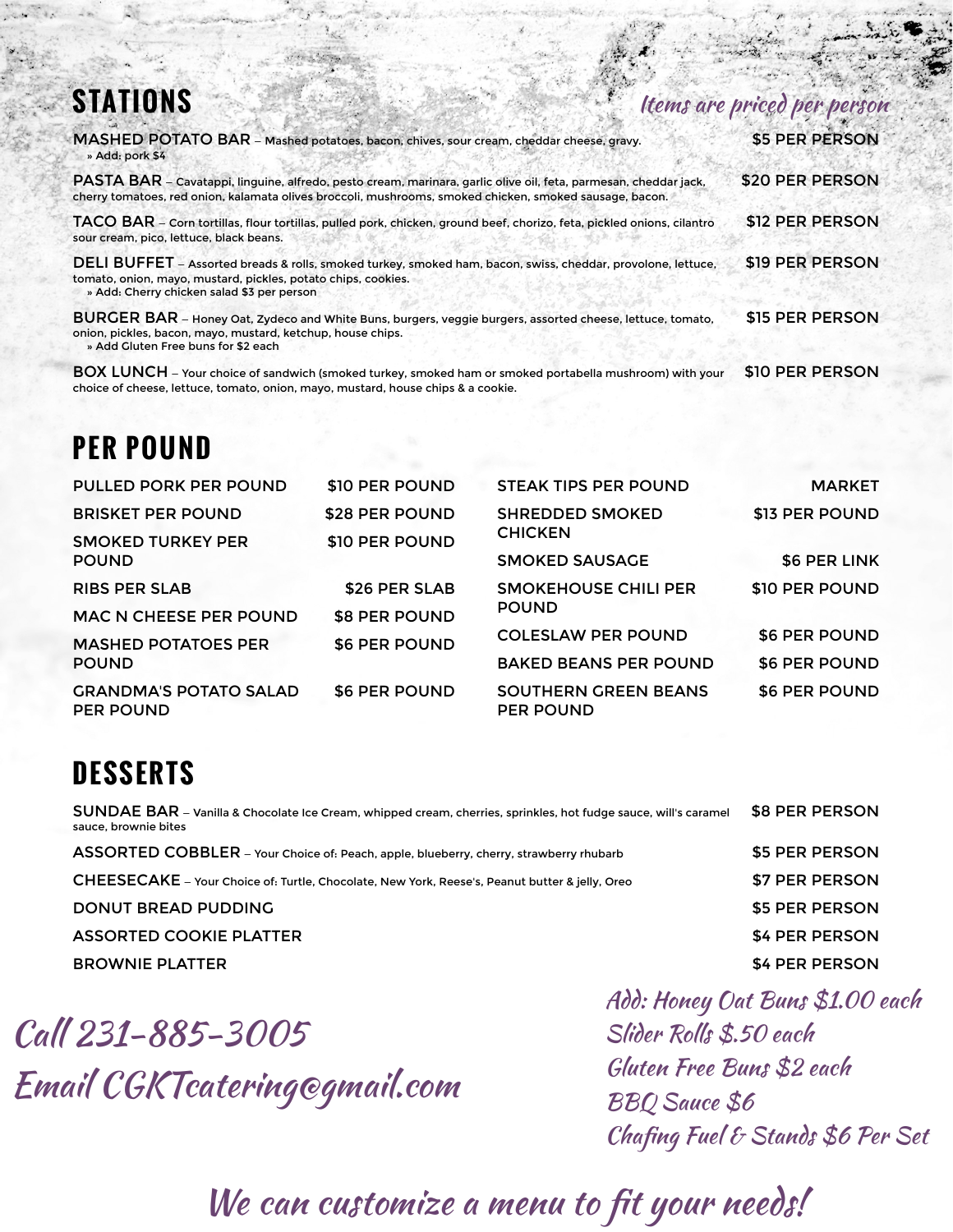## STATIONS

*Items are priced per person*

**MASHED POTATO BAR** – Mashed potatoes, bacon, chives, sour cream, cheddar cheese, gravy. — **$5 PER PERSON**
» Add: pork $4

**PASTA BAR** – Cavatappi, linguine, alfredo, pesto cream, marinara, garlic olive oil, feta, parmesan, cheddar jack, cherry tomatoes, red onion, kalamata olives broccoli, mushrooms, smoked chicken, smoked sausage, bacon. — **$20 PER PERSON**

**TACO BAR** – Corn tortillas, flour tortillas, pulled pork, chicken, ground beef, chorizo, feta, pickled onions, cilantro sour cream, pico, lettuce, black beans. — **$12 PER PERSON**

**DELI BUFFET** – Assorted breads & rolls, smoked turkey, smoked ham, bacon, swiss, cheddar, provolone, lettuce, tomato, onion, mayo, mustard, pickles, potato chips, cookies. — **$19 PER PERSON**
» Add: Cherry chicken salad $3 per person

**BURGER BAR** – Honey Oat, Zydeco and White Buns, burgers, veggie burgers, assorted cheese, lettuce, tomato, onion, pickles, bacon, mayo, mustard, ketchup, house chips. — **$15 PER PERSON**
» Add Gluten Free buns for $2 each

**BOX LUNCH** – Your choice of sandwich (smoked turkey, smoked ham or smoked portabella mushroom) with your choice of cheese, lettuce, tomato, onion, mayo, mustard, house chips & a cookie. — **$10 PER PERSON**

## PER POUND

| | |
|---|---|
| PULLED PORK PER POUND | $10 PER POUND |
| BRISKET PER POUND | $28 PER POUND |
| SMOKED TURKEY PER POUND | $10 PER POUND |
| RIBS PER SLAB | $26 PER SLAB |
| MAC N CHEESE PER POUND | $8 PER POUND |
| MASHED POTATOES PER POUND | $6 PER POUND |
| GRANDMA'S POTATO SALAD PER POUND | $6 PER POUND |
| STEAK TIPS PER POUND | MARKET |
| SHREDDED SMOKED CHICKEN | $13 PER POUND |
| SMOKED SAUSAGE | $6 PER LINK |
| SMOKEHOUSE CHILI PER POUND | $10 PER POUND |
| COLESLAW PER POUND | $6 PER POUND |
| BAKED BEANS PER POUND | $6 PER POUND |
| SOUTHERN GREEN BEANS PER POUND | $6 PER POUND |

## DESSERTS

**SUNDAE BAR** – Vanilla & Chocolate Ice Cream, whipped cream, cherries, sprinkles, hot fudge sauce, will's caramel sauce, brownie bites — **$8 PER PERSON**

**ASSORTED COBBLER** – Your Choice of: Peach, apple, blueberry, cherry, strawberry rhubarb — **$5 PER PERSON**

**CHEESECAKE** – Your Choice of: Turtle, Chocolate, New York, Reese's, Peanut butter & jelly, Oreo — **$7 PER PERSON**

**DONUT BREAD PUDDING** — **$5 PER PERSON**

**ASSORTED COOKIE PLATTER** — **$4 PER PERSON**

**BROWNIE PLATTER** — **$4 PER PERSON**

*Call 231-885-3005*
*Email CGKTcatering@gmail.com*

*Add: Honey Oat Buns $1.00 each*
*Slider Rolls $.50 each*
*Gluten Free Buns $2 each*
*BBQ Sauce $6*
*Chafing Fuel & Stands $6 Per Set*

*We can customize a menu to fit your needs!*